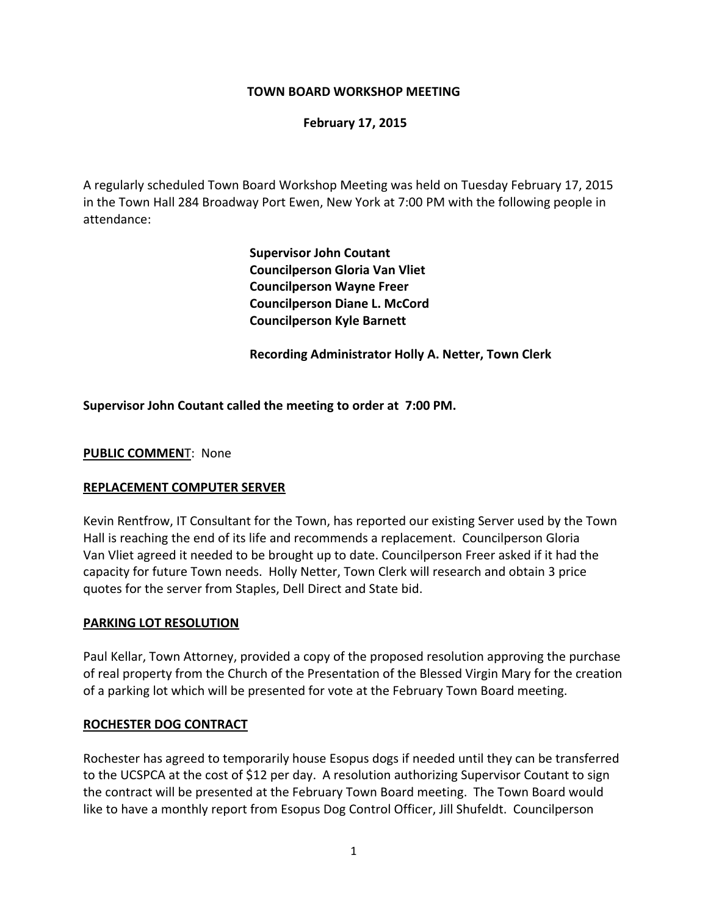**TOWN BOARD WORKSHOP MEETING**

**February 17, 2015**

A regularly scheduled Town Board Workshop Meeting was held on Tuesday February 17, 2015 in the Town Hall 284 Broadway Port Ewen, New York at 7:00 PM with the following people in attendance:

**Supervisor John Coutant**
**Councilperson Gloria Van Vliet**
**Councilperson Wayne Freer**
**Councilperson Diane L. McCord**
**Councilperson Kyle Barnett**

**Recording Administrator Holly A. Netter, Town Clerk**

**Supervisor John Coutant called the meeting to order at 7:00 PM.**

**PUBLIC COMMENT**: None

**REPLACEMENT COMPUTER SERVER**

Kevin Rentfrow, IT Consultant for the Town, has reported our existing Server used by the Town Hall is reaching the end of its life and recommends a replacement. Councilperson Gloria Van Vliet agreed it needed to be brought up to date. Councilperson Freer asked if it had the capacity for future Town needs. Holly Netter, Town Clerk will research and obtain 3 price quotes for the server from Staples, Dell Direct and State bid.

**PARKING LOT RESOLUTION**

Paul Kellar, Town Attorney, provided a copy of the proposed resolution approving the purchase of real property from the Church of the Presentation of the Blessed Virgin Mary for the creation of a parking lot which will be presented for vote at the February Town Board meeting.

**ROCHESTER DOG CONTRACT**

Rochester has agreed to temporarily house Esopus dogs if needed until they can be transferred to the UCSPCA at the cost of $12 per day. A resolution authorizing Supervisor Coutant to sign the contract will be presented at the February Town Board meeting. The Town Board would like to have a monthly report from Esopus Dog Control Officer, Jill Shufeldt. Councilperson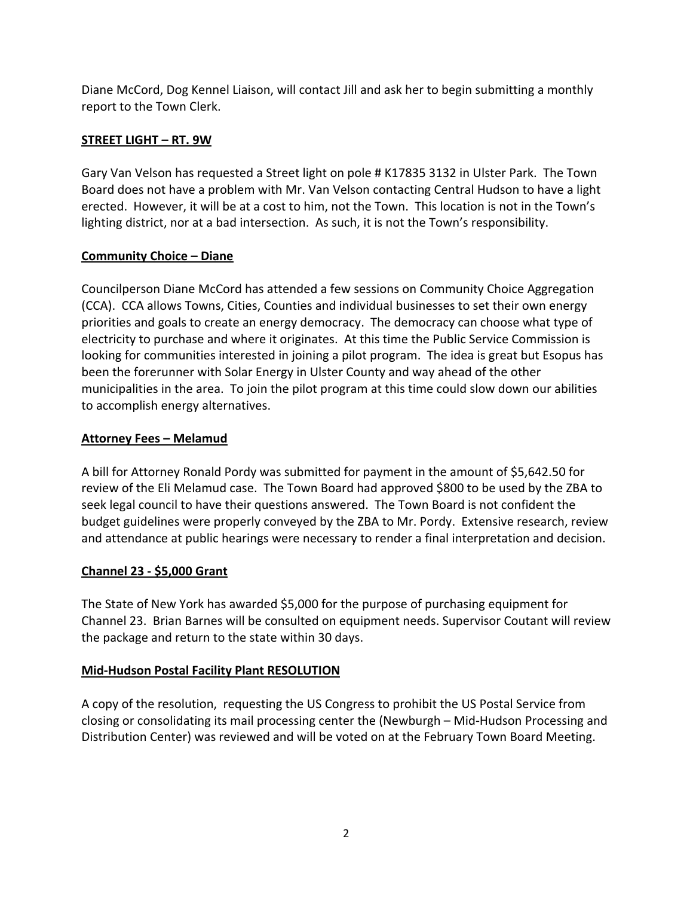Diane McCord, Dog Kennel Liaison, will contact Jill and ask her to begin submitting a monthly report to the Town Clerk.

## **STREET LIGHT – RT. 9W**

Gary Van Velson has requested a Street light on pole # K17835 3132 in Ulster Park. The Town Board does not have a problem with Mr. Van Velson contacting Central Hudson to have a light erected. However, it will be at a cost to him, not the Town. This location is not in the Town's lighting district, nor at a bad intersection. As such, it is not the Town's responsibility.

## **Community Choice – Diane**

Councilperson Diane McCord has attended a few sessions on Community Choice Aggregation (CCA). CCA allows Towns, Cities, Counties and individual businesses to set their own energy priorities and goals to create an energy democracy. The democracy can choose what type of electricity to purchase and where it originates. At this time the Public Service Commission is looking for communities interested in joining a pilot program. The idea is great but Esopus has been the forerunner with Solar Energy in Ulster County and way ahead of the other municipalities in the area. To join the pilot program at this time could slow down our abilities to accomplish energy alternatives.

## **Attorney Fees – Melamud**

A bill for Attorney Ronald Pordy was submitted for payment in the amount of $5,642.50 for review of the Eli Melamud case. The Town Board had approved $800 to be used by the ZBA to seek legal council to have their questions answered. The Town Board is not confident the budget guidelines were properly conveyed by the ZBA to Mr. Pordy. Extensive research, review and attendance at public hearings were necessary to render a final interpretation and decision.

## **Channel 23 - $5,000 Grant**

The State of New York has awarded $5,000 for the purpose of purchasing equipment for Channel 23. Brian Barnes will be consulted on equipment needs. Supervisor Coutant will review the package and return to the state within 30 days.

## **Mid-Hudson Postal Facility Plant RESOLUTION**

A copy of the resolution, requesting the US Congress to prohibit the US Postal Service from closing or consolidating its mail processing center the (Newburgh – Mid-Hudson Processing and Distribution Center) was reviewed and will be voted on at the February Town Board Meeting.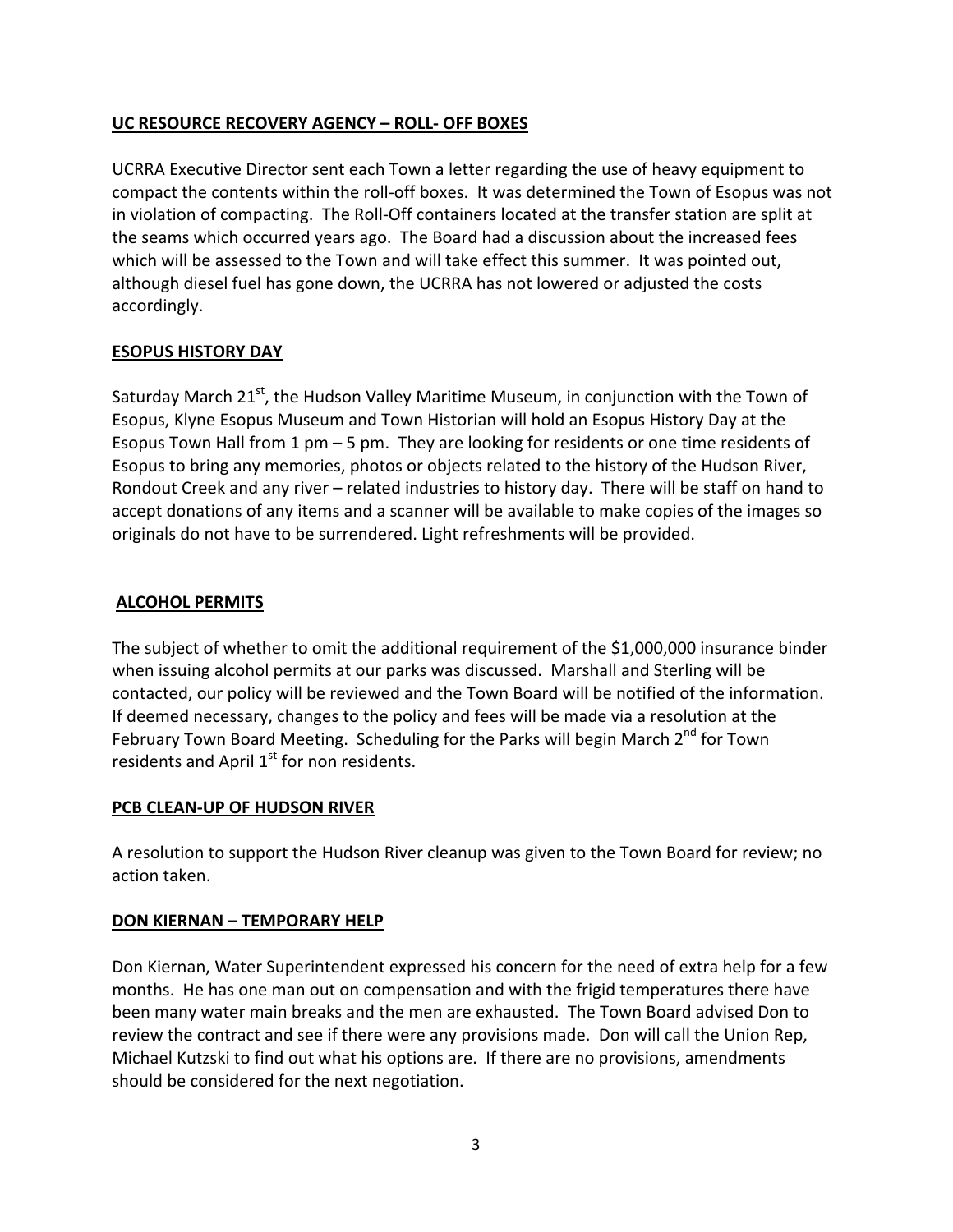**UC RESOURCE RECOVERY AGENCY – ROLL- OFF BOXES**

UCRRA Executive Director sent each Town a letter regarding the use of heavy equipment to compact the contents within the roll-off boxes. It was determined the Town of Esopus was not in violation of compacting. The Roll-Off containers located at the transfer station are split at the seams which occurred years ago. The Board had a discussion about the increased fees which will be assessed to the Town and will take effect this summer. It was pointed out, although diesel fuel has gone down, the UCRRA has not lowered or adjusted the costs accordingly.

**ESOPUS HISTORY DAY**

Saturday March 21st, the Hudson Valley Maritime Museum, in conjunction with the Town of Esopus, Klyne Esopus Museum and Town Historian will hold an Esopus History Day at the Esopus Town Hall from 1 pm – 5 pm. They are looking for residents or one time residents of Esopus to bring any memories, photos or objects related to the history of the Hudson River, Rondout Creek and any river – related industries to history day. There will be staff on hand to accept donations of any items and a scanner will be available to make copies of the images so originals do not have to be surrendered. Light refreshments will be provided.

**ALCOHOL PERMITS**

The subject of whether to omit the additional requirement of the $1,000,000 insurance binder when issuing alcohol permits at our parks was discussed. Marshall and Sterling will be contacted, our policy will be reviewed and the Town Board will be notified of the information. If deemed necessary, changes to the policy and fees will be made via a resolution at the February Town Board Meeting. Scheduling for the Parks will begin March 2nd for Town residents and April 1st for non residents.

**PCB CLEAN-UP OF HUDSON RIVER**

A resolution to support the Hudson River cleanup was given to the Town Board for review; no action taken.

**DON KIERNAN – TEMPORARY HELP**

Don Kiernan, Water Superintendent expressed his concern for the need of extra help for a few months. He has one man out on compensation and with the frigid temperatures there have been many water main breaks and the men are exhausted. The Town Board advised Don to review the contract and see if there were any provisions made. Don will call the Union Rep, Michael Kutzski to find out what his options are. If there are no provisions, amendments should be considered for the next negotiation.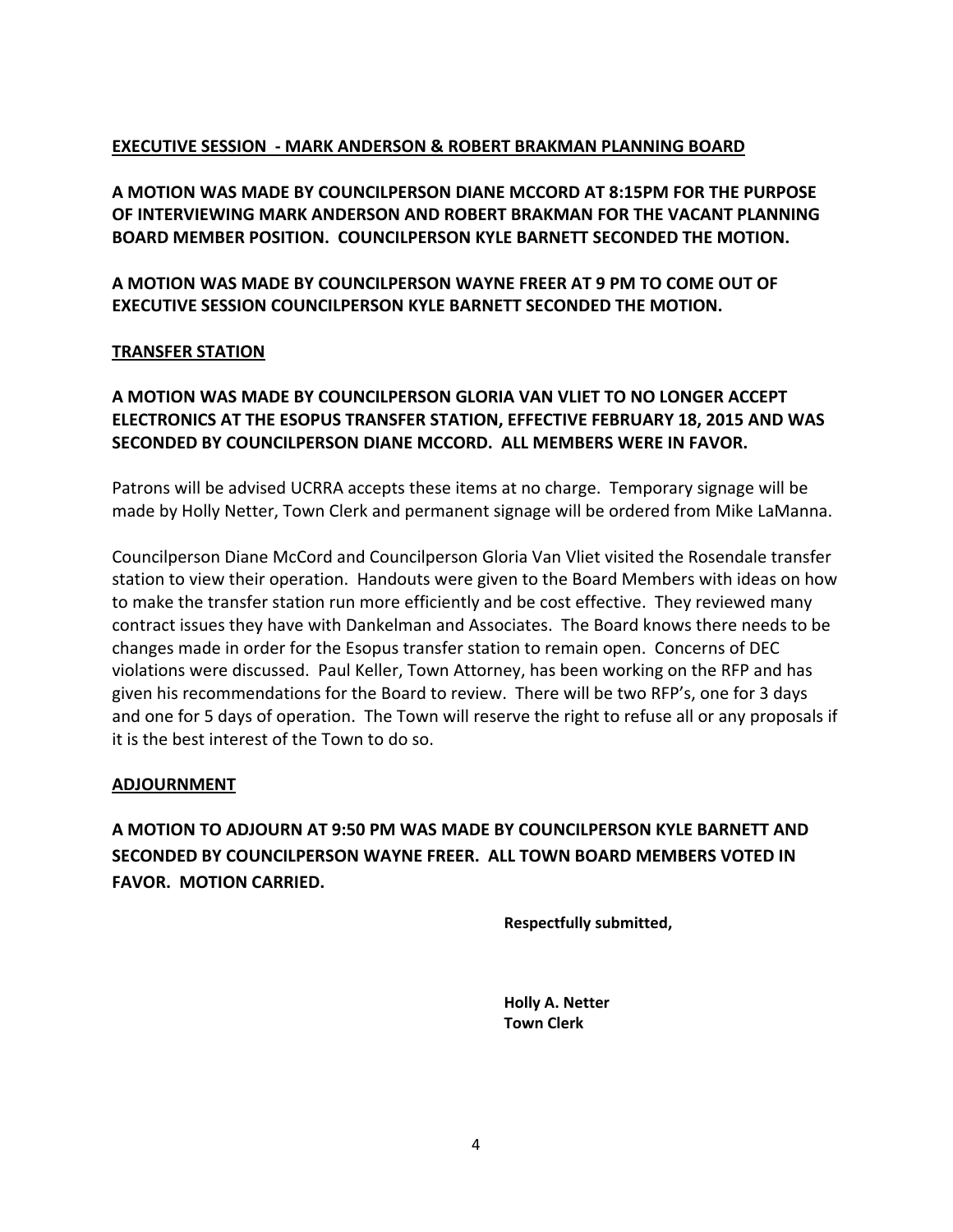## EXECUTIVE SESSION - MARK ANDERSON & ROBERT BRAKMAN PLANNING BOARD

**A MOTION WAS MADE BY COUNCILPERSON DIANE MCCORD AT 8:15PM FOR THE PURPOSE OF INTERVIEWING MARK ANDERSON AND ROBERT BRAKMAN FOR THE VACANT PLANNING BOARD MEMBER POSITION. COUNCILPERSON KYLE BARNETT SECONDED THE MOTION.**

**A MOTION WAS MADE BY COUNCILPERSON WAYNE FREER AT 9 PM TO COME OUT OF EXECUTIVE SESSION COUNCILPERSON KYLE BARNETT SECONDED THE MOTION.**

## TRANSFER STATION

**A MOTION WAS MADE BY COUNCILPERSON GLORIA VAN VLIET TO NO LONGER ACCEPT ELECTRONICS AT THE ESOPUS TRANSFER STATION, EFFECTIVE FEBRUARY 18, 2015 AND WAS SECONDED BY COUNCILPERSON DIANE MCCORD. ALL MEMBERS WERE IN FAVOR.**

Patrons will be advised UCRRA accepts these items at no charge. Temporary signage will be made by Holly Netter, Town Clerk and permanent signage will be ordered from Mike LaManna.

Councilperson Diane McCord and Councilperson Gloria Van Vliet visited the Rosendale transfer station to view their operation. Handouts were given to the Board Members with ideas on how to make the transfer station run more efficiently and be cost effective. They reviewed many contract issues they have with Dankelman and Associates. The Board knows there needs to be changes made in order for the Esopus transfer station to remain open. Concerns of DEC violations were discussed. Paul Keller, Town Attorney, has been working on the RFP and has given his recommendations for the Board to review. There will be two RFP's, one for 3 days and one for 5 days of operation. The Town will reserve the right to refuse all or any proposals if it is the best interest of the Town to do so.

## ADJOURNMENT

**A MOTION TO ADJOURN AT 9:50 PM WAS MADE BY COUNCILPERSON KYLE BARNETT AND SECONDED BY COUNCILPERSON WAYNE FREER. ALL TOWN BOARD MEMBERS VOTED IN FAVOR. MOTION CARRIED.**

**Respectfully submitted,**

**Holly A. Netter**
**Town Clerk**